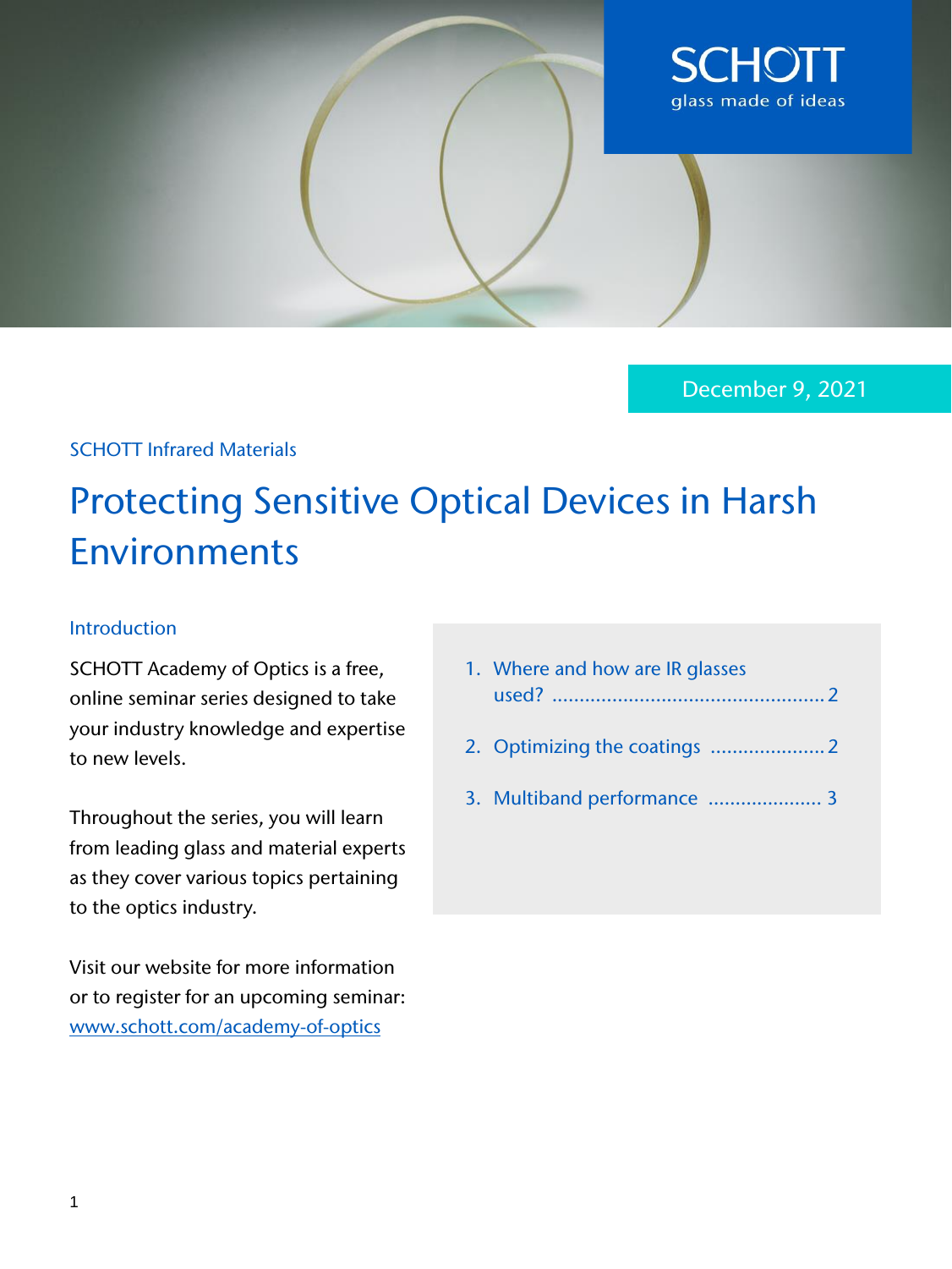SCHOTT
glass made of ideas

December 9, 2021

SCHOTT Infrared Materials

# Protecting Sensitive Optical Devices in Harsh Environments

## Introduction

SCHOTT Academy of Optics is a free, online seminar series designed to take your industry knowledge and expertise to new levels.

Throughout the series, you will learn from leading glass and material experts as they cover various topics pertaining to the optics industry.

Visit our website for more information or to register for an upcoming seminar: [www.schott.com/academy-of-optics](http://www.schott.com/academy-of-optics)

1. Where and how are IR glasses used? .................................................. 2
2. Optimizing the coatings ..................... 2
3. Multiband performance ..................... 3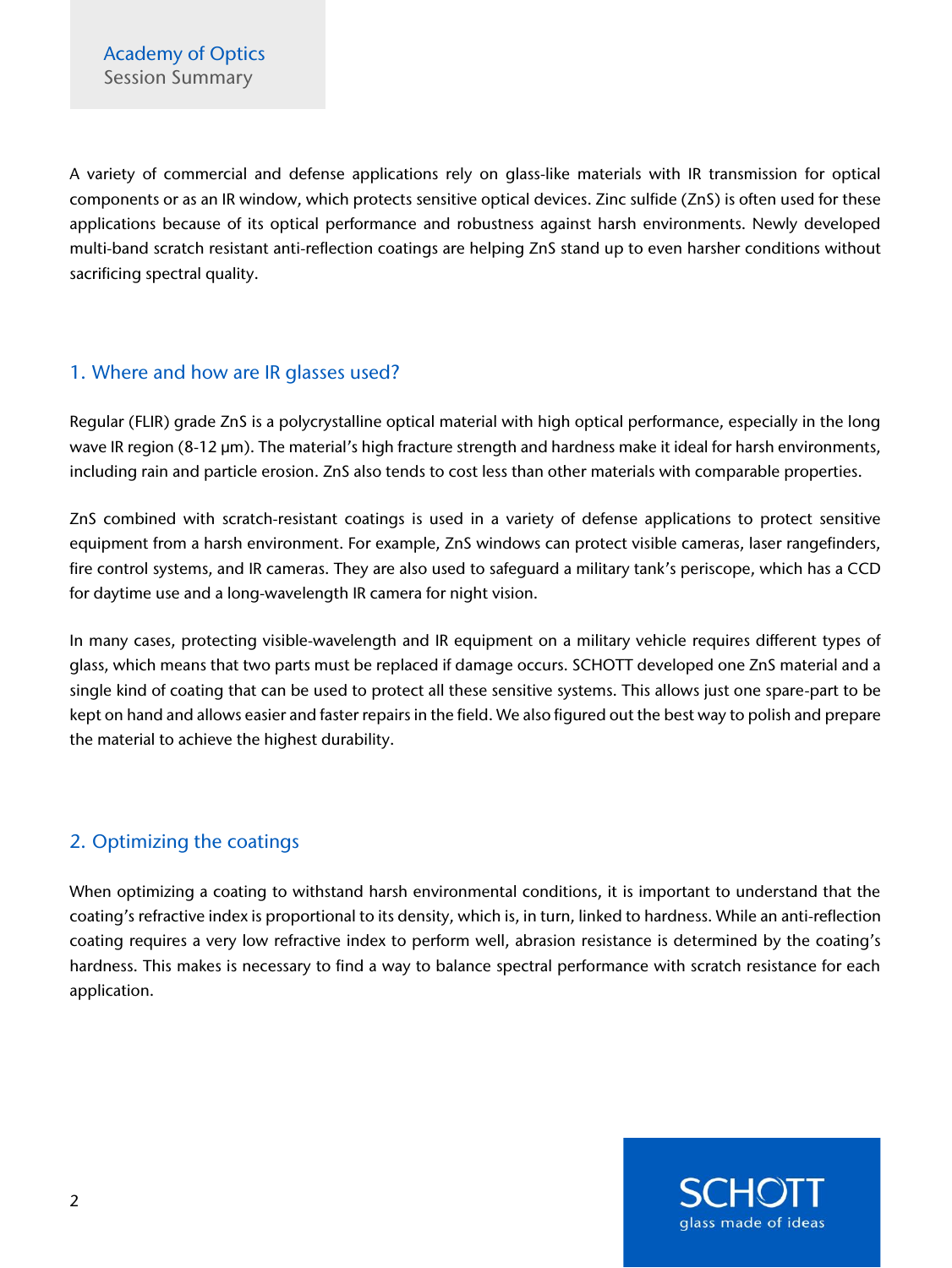A variety of commercial and defense applications rely on glass-like materials with IR transmission for optical components or as an IR window, which protects sensitive optical devices. Zinc sulfide (ZnS) is often used for these applications because of its optical performance and robustness against harsh environments. Newly developed multi-band scratch resistant anti-reflection coatings are helping ZnS stand up to even harsher conditions without sacrificing spectral quality.

## 1. Where and how are IR glasses used?

Regular (FLIR) grade ZnS is a polycrystalline optical material with high optical performance, especially in the long wave IR region (8-12 µm). The material's high fracture strength and hardness make it ideal for harsh environments, including rain and particle erosion. ZnS also tends to cost less than other materials with comparable properties.

ZnS combined with scratch-resistant coatings is used in a variety of defense applications to protect sensitive equipment from a harsh environment. For example, ZnS windows can protect visible cameras, laser rangefinders, fire control systems, and IR cameras. They are also used to safeguard a military tank's periscope, which has a CCD for daytime use and a long-wavelength IR camera for night vision.

In many cases, protecting visible-wavelength and IR equipment on a military vehicle requires different types of glass, which means that two parts must be replaced if damage occurs. SCHOTT developed one ZnS material and a single kind of coating that can be used to protect all these sensitive systems. This allows just one spare-part to be kept on hand and allows easier and faster repairs in the field. We also figured out the best way to polish and prepare the material to achieve the highest durability.

## 2. Optimizing the coatings

When optimizing a coating to withstand harsh environmental conditions, it is important to understand that the coating's refractive index is proportional to its density, which is, in turn, linked to hardness. While an anti-reflection coating requires a very low refractive index to perform well, abrasion resistance is determined by the coating's hardness. This makes is necessary to find a way to balance spectral performance with scratch resistance for each application.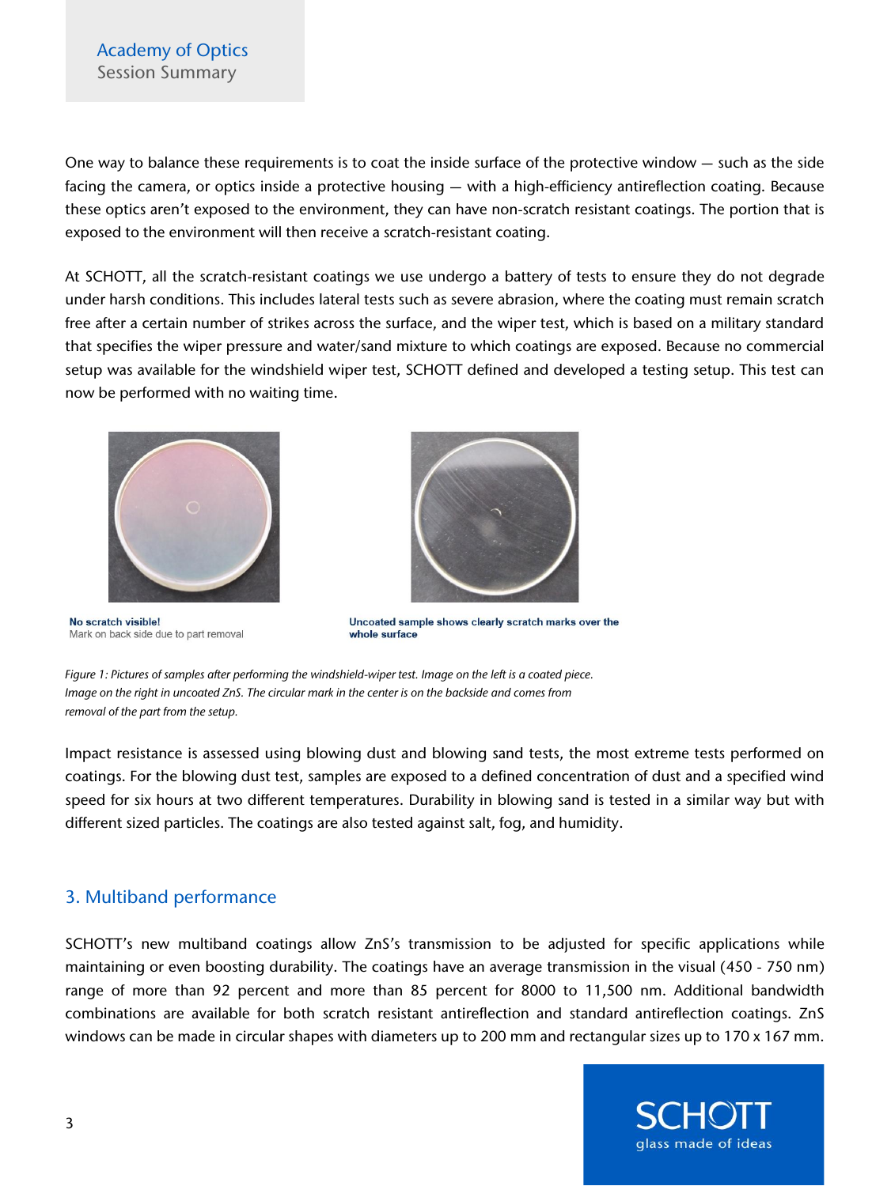One way to balance these requirements is to coat the inside surface of the protective window — such as the side facing the camera, or optics inside a protective housing — with a high-efficiency antireflection coating. Because these optics aren't exposed to the environment, they can have non-scratch resistant coatings. The portion that is exposed to the environment will then receive a scratch-resistant coating.

At SCHOTT, all the scratch-resistant coatings we use undergo a battery of tests to ensure they do not degrade under harsh conditions. This includes lateral tests such as severe abrasion, where the coating must remain scratch free after a certain number of strikes across the surface, and the wiper test, which is based on a military standard that specifies the wiper pressure and water/sand mixture to which coatings are exposed. Because no commercial setup was available for the windshield wiper test, SCHOTT defined and developed a testing setup. This test can now be performed with no waiting time.

**No scratch visible!**
Mark on back side due to part removal

**Uncoated sample shows clearly scratch marks over the whole surface**

*Figure 1: Pictures of samples after performing the windshield-wiper test. Image on the left is a coated piece. Image on the right in uncoated ZnS. The circular mark in the center is on the backside and comes from removal of the part from the setup.*

Impact resistance is assessed using blowing dust and blowing sand tests, the most extreme tests performed on coatings. For the blowing dust test, samples are exposed to a defined concentration of dust and a specified wind speed for six hours at two different temperatures. Durability in blowing sand is tested in a similar way but with different sized particles. The coatings are also tested against salt, fog, and humidity.

## 3. Multiband performance

SCHOTT's new multiband coatings allow ZnS's transmission to be adjusted for specific applications while maintaining or even boosting durability. The coatings have an average transmission in the visual (450 - 750 nm) range of more than 92 percent and more than 85 percent for 8000 to 11,500 nm. Additional bandwidth combinations are available for both scratch resistant antireflection and standard antireflection coatings. ZnS windows can be made in circular shapes with diameters up to 200 mm and rectangular sizes up to 170 x 167 mm.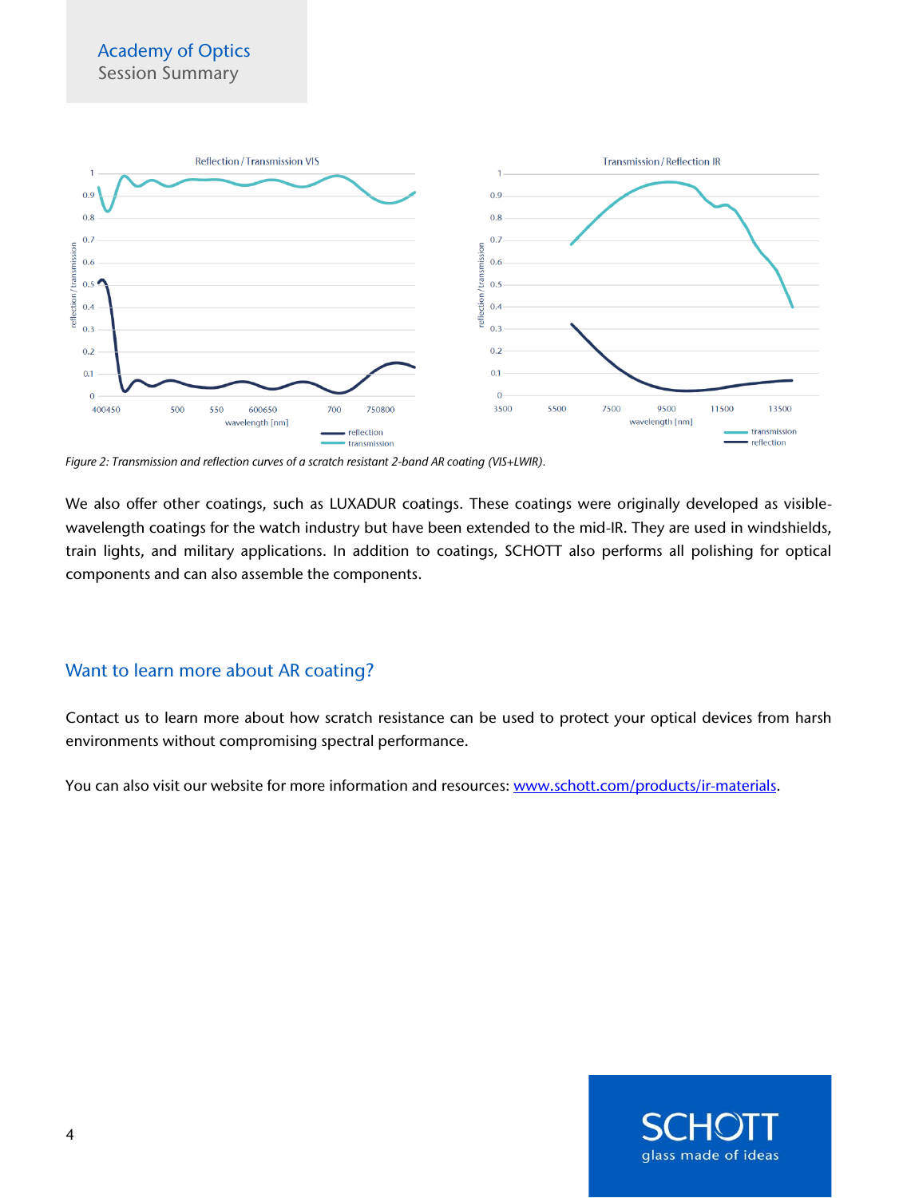Reflection / Transmission VIS

1
0.9
0.8
0.7
0.6
0.5
0.4
0.3
0.2
0.1
0

reflection / transmission

400450 500 550 600650 700 750800

wavelength [nm]

reflection
transmission

Transmission / Reflection IR

1
0.9
0.8
0.7
0.6
0.5
0.4
0.3
0.2
0.1
0

reflection / transmission

3500 5500 7500 9500 11500 13500

wavelength [nm]

transmission
reflection

*Figure 2: Transmission and reflection curves of a scratch resistant 2-band AR coating (VIS+LWIR).*

We also offer other coatings, such as LUXADUR coatings. These coatings were originally developed as visible-wavelength coatings for the watch industry but have been extended to the mid-IR. They are used in windshields, train lights, and military applications. In addition to coatings, SCHOTT also performs all polishing for optical components and can also assemble the components.

## Want to learn more about AR coating?

Contact us to learn more about how scratch resistance can be used to protect your optical devices from harsh environments without compromising spectral performance.

You can also visit our website for more information and resources: www.schott.com/products/ir-materials.